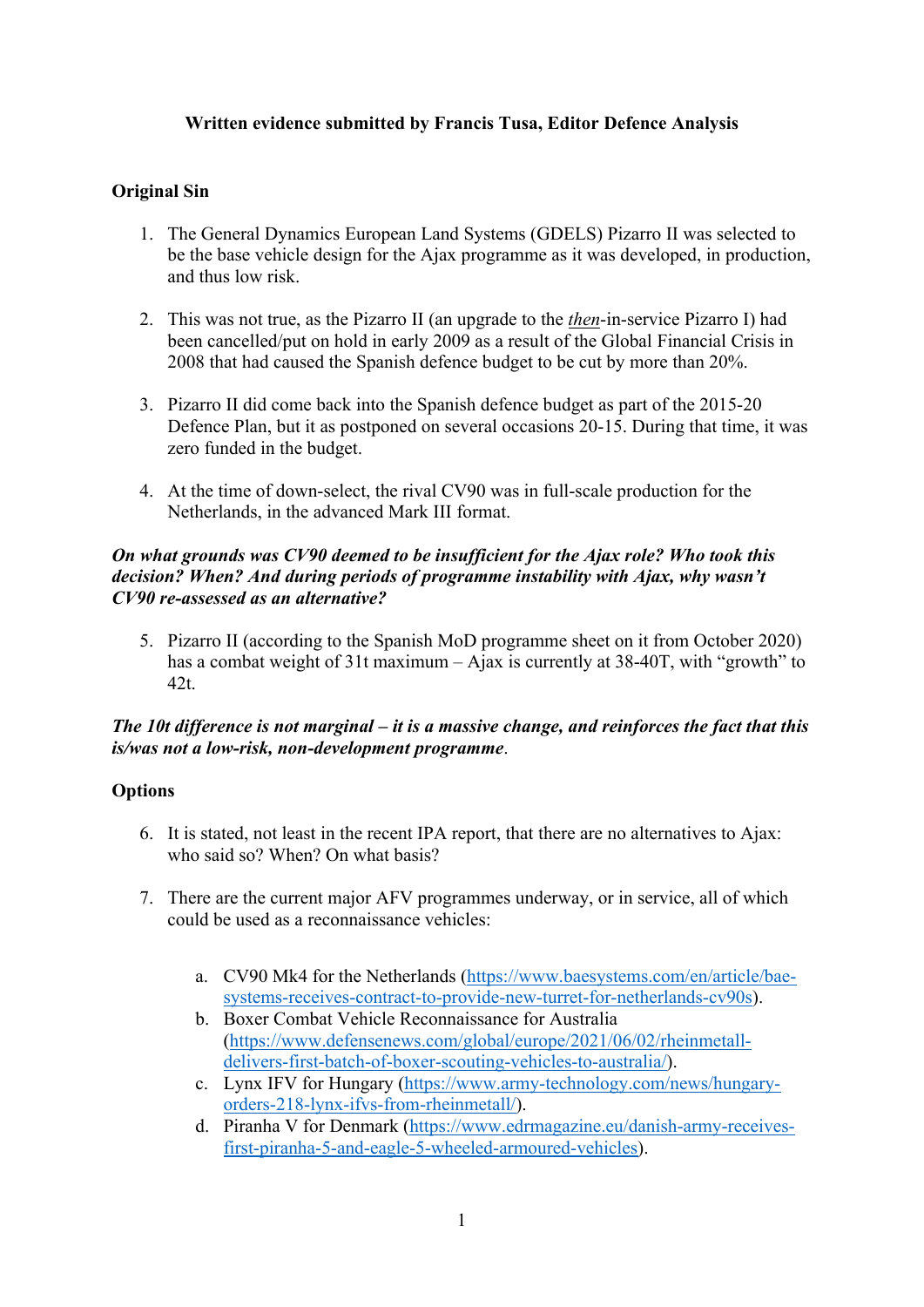**Written evidence submitted by Francis Tusa, Editor Defence Analysis**

**Original Sin**

1. The General Dynamics European Land Systems (GDELS) Pizarro II was selected to be the base vehicle design for the Ajax programme as it was developed, in production, and thus low risk.

2. This was not true, as the Pizarro II (an upgrade to the ***then***-in-service Pizarro I) had been cancelled/put on hold in early 2009 as a result of the Global Financial Crisis in 2008 that had caused the Spanish defence budget to be cut by more than 20%.

3. Pizarro II did come back into the Spanish defence budget as part of the 2015-20 Defence Plan, but it as postponed on several occasions 20-15. During that time, it was zero funded in the budget.

4. At the time of down-select, the rival CV90 was in full-scale production for the Netherlands, in the advanced Mark III format.

***On what grounds was CV90 deemed to be insufficient for the Ajax role? Who took this decision? When? And during periods of programme instability with Ajax, why wasn't CV90 re-assessed as an alternative?***

5. Pizarro II (according to the Spanish MoD programme sheet on it from October 2020) has a combat weight of 31t maximum – Ajax is currently at 38-40T, with "growth" to 42t.

***The 10t difference is not marginal – it is a massive change, and reinforces the fact that this is/was not a low-risk, non-development programme***.

**Options**

6. It is stated, not least in the recent IPA report, that there are no alternatives to Ajax: who said so? When? On what basis?

7. There are the current major AFV programmes underway, or in service, all of which could be used as a reconnaissance vehicles:

   a. CV90 Mk4 for the Netherlands (https://www.baesystems.com/en/article/bae-systems-receives-contract-to-provide-new-turret-for-netherlands-cv90s).
   b. Boxer Combat Vehicle Reconnaissance for Australia (https://www.defensenews.com/global/europe/2021/06/02/rheinmetall-delivers-first-batch-of-boxer-scouting-vehicles-to-australia/).
   c. Lynx IFV for Hungary (https://www.army-technology.com/news/hungary-orders-218-lynx-ifvs-from-rheinmetall/).
   d. Piranha V for Denmark (https://www.edrmagazine.eu/danish-army-receives-first-piranha-5-and-eagle-5-wheeled-armoured-vehicles).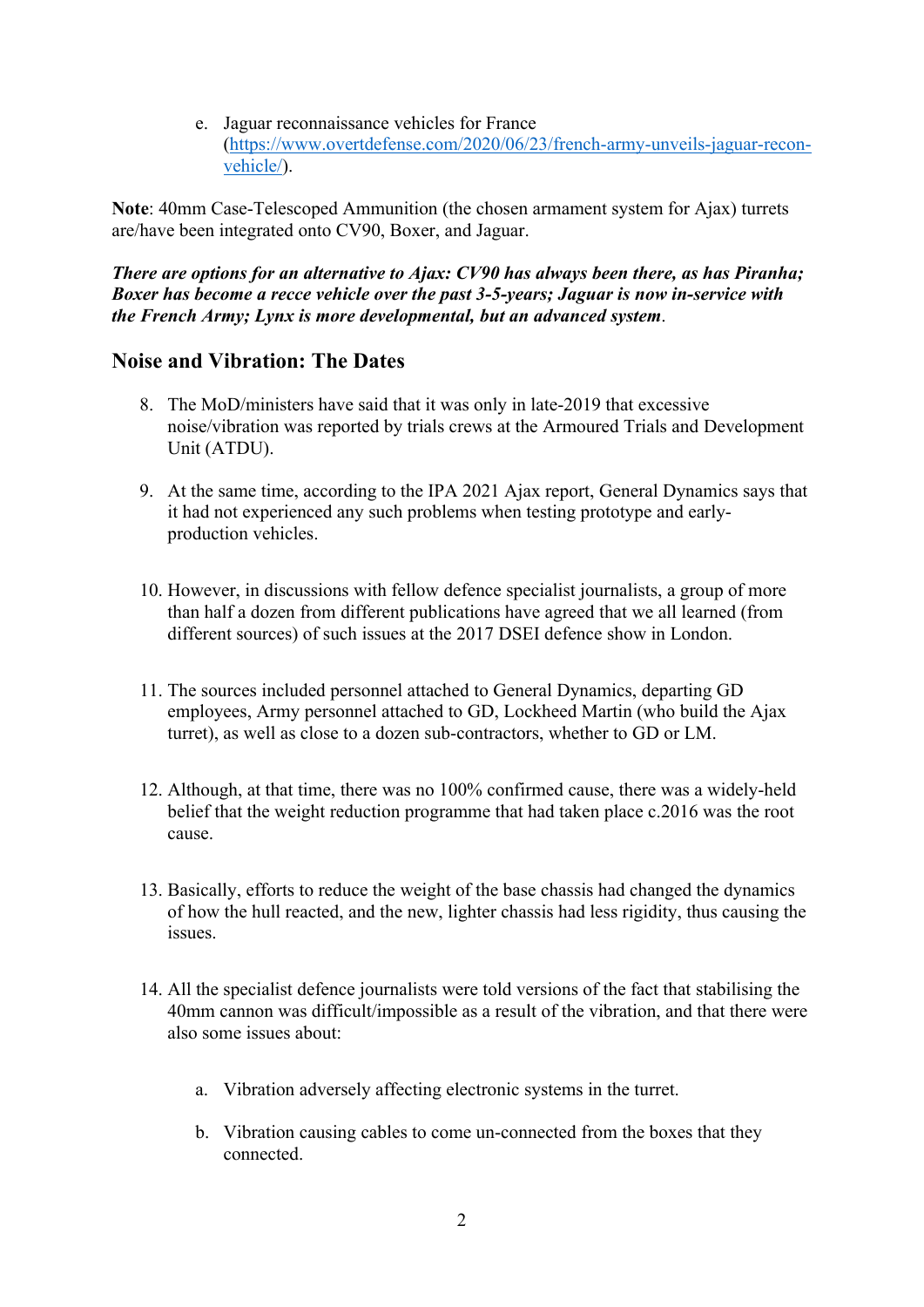e. Jaguar reconnaissance vehicles for France ([https://www.overtdefense.com/2020/06/23/french-army-unveils-jaguar-recon-vehicle/](https://www.overtdefense.com/2020/06/23/french-army-unveils-jaguar-recon-vehicle/)).

**Note**: 40mm Case-Telescoped Ammunition (the chosen armament system for Ajax) turrets are/have been integrated onto CV90, Boxer, and Jaguar.

***There are options for an alternative to Ajax: CV90 has always been there, as has Piranha; Boxer has become a recce vehicle over the past 3-5-years; Jaguar is now in-service with the French Army; Lynx is more developmental, but an advanced system***.

## Noise and Vibration: The Dates

8. The MoD/ministers have said that it was only in late-2019 that excessive noise/vibration was reported by trials crews at the Armoured Trials and Development Unit (ATDU).

9. At the same time, according to the IPA 2021 Ajax report, General Dynamics says that it had not experienced any such problems when testing prototype and early-production vehicles.

10. However, in discussions with fellow defence specialist journalists, a group of more than half a dozen from different publications have agreed that we all learned (from different sources) of such issues at the 2017 DSEI defence show in London.

11. The sources included personnel attached to General Dynamics, departing GD employees, Army personnel attached to GD, Lockheed Martin (who build the Ajax turret), as well as close to a dozen sub-contractors, whether to GD or LM.

12. Although, at that time, there was no 100% confirmed cause, there was a widely-held belief that the weight reduction programme that had taken place c.2016 was the root cause.

13. Basically, efforts to reduce the weight of the base chassis had changed the dynamics of how the hull reacted, and the new, lighter chassis had less rigidity, thus causing the issues.

14. All the specialist defence journalists were told versions of the fact that stabilising the 40mm cannon was difficult/impossible as a result of the vibration, and that there were also some issues about:

    a. Vibration adversely affecting electronic systems in the turret.

    b. Vibration causing cables to come un-connected from the boxes that they connected.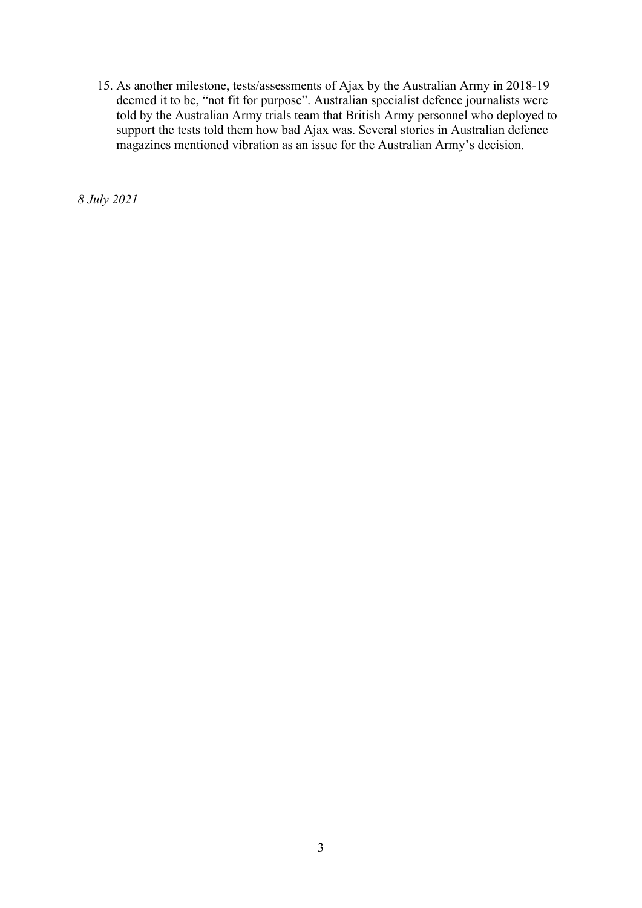15. As another milestone, tests/assessments of Ajax by the Australian Army in 2018-19 deemed it to be, "not fit for purpose". Australian specialist defence journalists were told by the Australian Army trials team that British Army personnel who deployed to support the tests told them how bad Ajax was. Several stories in Australian defence magazines mentioned vibration as an issue for the Australian Army's decision.

*8 July 2021*